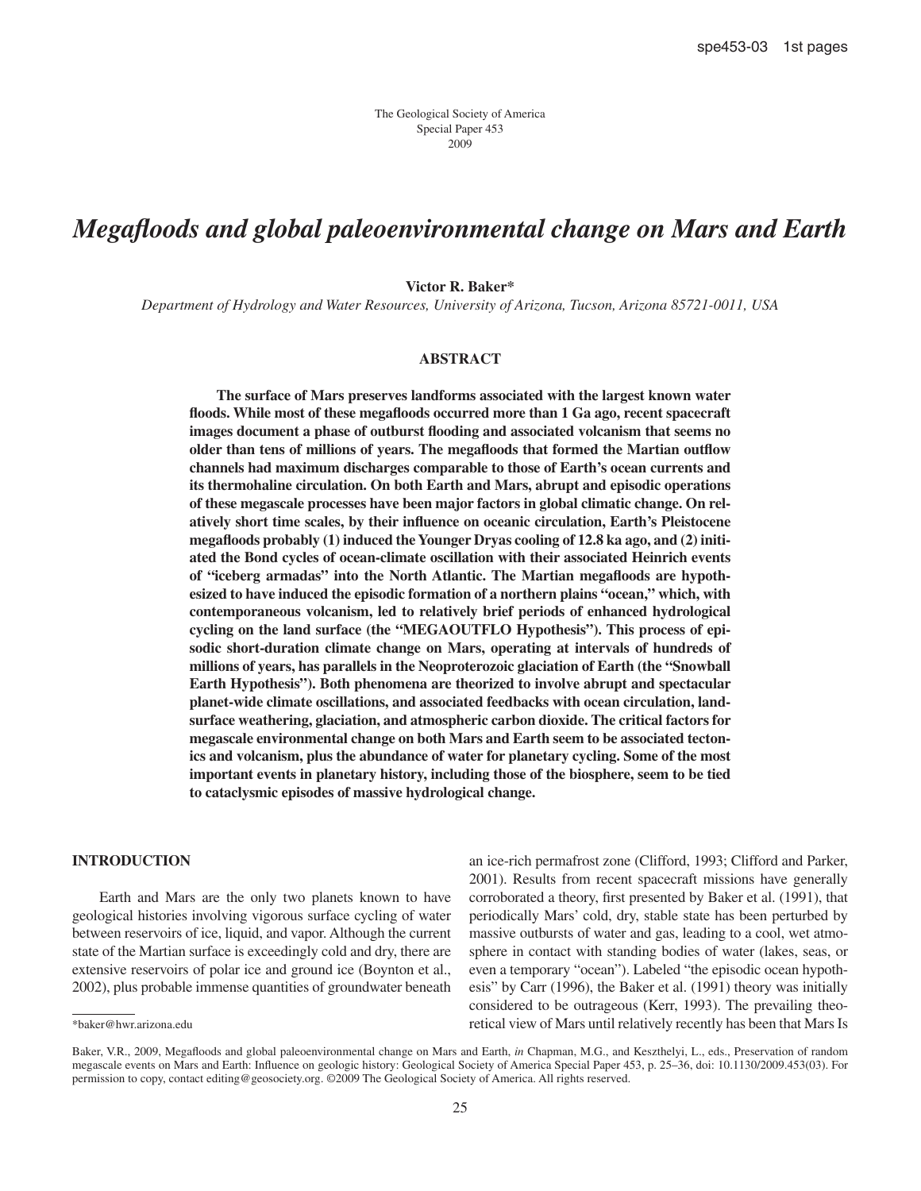The Geological Society of America
Special Paper 453
2009

# *Megafloods and global paleoenvironmental change on Mars and Earth*

**Victor R. Baker***

*Department of Hydrology and Water Resources, University of Arizona, Tucson, Arizona 85721-0011, USA*

## ABSTRACT

**The surface of Mars preserves landforms associated with the largest known water floods. While most of these megafloods occurred more than 1 Ga ago, recent spacecraft images document a phase of outburst flooding and associated volcanism that seems no older than tens of millions of years. The megafloods that formed the Martian outflow channels had maximum discharges comparable to those of Earth's ocean currents and its thermohaline circulation. On both Earth and Mars, abrupt and episodic operations of these megascale processes have been major factors in global climatic change. On relatively short time scales, by their influence on oceanic circulation, Earth's Pleistocene megafloods probably (1) induced the Younger Dryas cooling of 12.8 ka ago, and (2) initiated the Bond cycles of ocean-climate oscillation with their associated Heinrich events of "iceberg armadas" into the North Atlantic. The Martian megafloods are hypothesized to have induced the episodic formation of a northern plains "ocean," which, with contemporaneous volcanism, led to relatively brief periods of enhanced hydrological cycling on the land surface (the "MEGAOUTFLO Hypothesis"). This process of episodic short-duration climate change on Mars, operating at intervals of hundreds of millions of years, has parallels in the Neoproterozoic glaciation of Earth (the "Snowball Earth Hypothesis"). Both phenomena are theorized to involve abrupt and spectacular planet-wide climate oscillations, and associated feedbacks with ocean circulation, land-surface weathering, glaciation, and atmospheric carbon dioxide. The critical factors for megascale environmental change on both Mars and Earth seem to be associated tectonics and volcanism, plus the abundance of water for planetary cycling. Some of the most important events in planetary history, including those of the biosphere, seem to be tied to cataclysmic episodes of massive hydrological change.**

## INTRODUCTION

Earth and Mars are the only two planets known to have geological histories involving vigorous surface cycling of water between reservoirs of ice, liquid, and vapor. Although the current state of the Martian surface is exceedingly cold and dry, there are extensive reservoirs of polar ice and ground ice (Boynton et al., 2002), plus probable immense quantities of groundwater beneath an ice-rich permafrost zone (Clifford, 1993; Clifford and Parker, 2001). Results from recent spacecraft missions have generally corroborated a theory, first presented by Baker et al. (1991), that periodically Mars' cold, dry, stable state has been perturbed by massive outbursts of water and gas, leading to a cool, wet atmosphere in contact with standing bodies of water (lakes, seas, or even a temporary "ocean"). Labeled "the episodic ocean hypothesis" by Carr (1996), the Baker et al. (1991) theory was initially considered to be outrageous (Kerr, 1993). The prevailing theoretical view of Mars until relatively recently has been that Mars Is

*baker@hwr.arizona.edu

Baker, V.R., 2009, Megafloods and global paleoenvironmental change on Mars and Earth, *in* Chapman, M.G., and Keszthelyi, L., eds., Preservation of random megascale events on Mars and Earth: Influence on geologic history: Geological Society of America Special Paper 453, p. 25–36, doi: 10.1130/2009.453(03). For permission to copy, contact editing@geosociety.org. ©2009 The Geological Society of America. All rights reserved.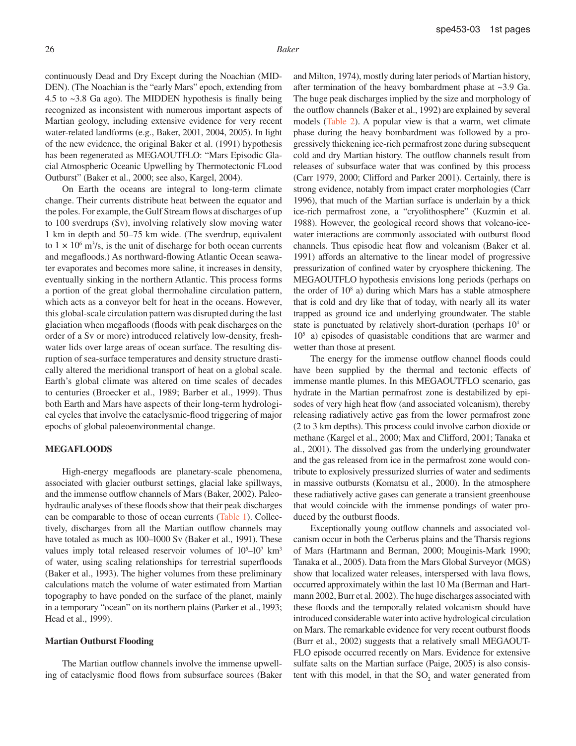continuously Dead and Dry Except during the Noachian (MIDDEN). (The Noachian is the "early Mars" epoch, extending from 4.5 to ~3.8 Ga ago). The MIDDEN hypothesis is finally being recognized as inconsistent with numerous important aspects of Martian geology, including extensive evidence for very recent water-related landforms (e.g., Baker, 2001, 2004, 2005). In light of the new evidence, the original Baker et al. (1991) hypothesis has been regenerated as MEGAOUTFLO: "Mars Episodic Glacial Atmospheric Oceanic Upwelling by Thermotectonic FLood Outburst" (Baker et al., 2000; see also, Kargel, 2004).

On Earth the oceans are integral to long-term climate change. Their currents distribute heat between the equator and the poles. For example, the Gulf Stream flows at discharges of up to 100 sverdrups (Sv), involving relatively slow moving water 1 km in depth and 50–75 km wide. (The sverdrup, equivalent to $1 \times 10^6$ m$^3$/s, is the unit of discharge for both ocean currents and megafloods.) As northward-flowing Atlantic Ocean seawater evaporates and becomes more saline, it increases in density, eventually sinking in the northern Atlantic. This process forms a portion of the great global thermohaline circulation pattern, which acts as a conveyor belt for heat in the oceans. However, this global-scale circulation pattern was disrupted during the last glaciation when megafloods (floods with peak discharges on the order of a Sv or more) introduced relatively low-density, freshwater lids over large areas of ocean surface. The resulting disruption of sea-surface temperatures and density structure drastically altered the meridional transport of heat on a global scale. Earth's global climate was altered on time scales of decades to centuries (Broecker et al., 1989; Barber et al., 1999). Thus both Earth and Mars have aspects of their long-term hydrological cycles that involve the cataclysmic-flood triggering of major epochs of global paleoenvironmental change.

## MEGAFLOODS

High-energy megafloods are planetary-scale phenomena, associated with glacier outburst settings, glacial lake spillways, and the immense outflow channels of Mars (Baker, 2002). Paleohydraulic analyses of these floods show that their peak discharges can be comparable to those of ocean currents (Table 1). Collectively, discharges from all the Martian outflow channels may have totaled as much as 100–1000 Sv (Baker et al., 1991). These values imply total released reservoir volumes of $10^5$–$10^7$ km$^3$ of water, using scaling relationships for terrestrial superfloods (Baker et al., 1993). The higher volumes from these preliminary calculations match the volume of water estimated from Martian topography to have ponded on the surface of the planet, mainly in a temporary "ocean" on its northern plains (Parker et al., 1993; Head et al., 1999).

### Martian Outburst Flooding

The Martian outflow channels involve the immense upwelling of cataclysmic flood flows from subsurface sources (Baker and Milton, 1974), mostly during later periods of Martian history, after termination of the heavy bombardment phase at ~3.9 Ga. The huge peak discharges implied by the size and morphology of the outflow channels (Baker et al., 1992) are explained by several models (Table 2). A popular view is that a warm, wet climate phase during the heavy bombardment was followed by a progressively thickening ice-rich permafrost zone during subsequent cold and dry Martian history. The outflow channels result from releases of subsurface water that was confined by this process (Carr 1979, 2000; Clifford and Parker 2001). Certainly, there is strong evidence, notably from impact crater morphologies (Carr 1996), that much of the Martian surface is underlain by a thick ice-rich permafrost zone, a "cryolithosphere" (Kuzmin et al. 1988). However, the geological record shows that volcano-ice-water interactions are commonly associated with outburst flood channels. Thus episodic heat flow and volcanism (Baker et al. 1991) affords an alternative to the linear model of progressive pressurization of confined water by cryosphere thickening. The MEGAOUTFLO hypothesis envisions long periods (perhaps on the order of $10^8$ a) during which Mars has a stable atmosphere that is cold and dry like that of today, with nearly all its water trapped as ground ice and underlying groundwater. The stable state is punctuated by relatively short-duration (perhaps $10^4$ or $10^5$ a) episodes of quasistable conditions that are warmer and wetter than those at present.

The energy for the immense outflow channel floods could have been supplied by the thermal and tectonic effects of immense mantle plumes. In this MEGAOUTFLO scenario, gas hydrate in the Martian permafrost zone is destabilized by episodes of very high heat flow (and associated volcanism), thereby releasing radiatively active gas from the lower permafrost zone (2 to 3 km depths). This process could involve carbon dioxide or methane (Kargel et al., 2000; Max and Clifford, 2001; Tanaka et al., 2001). The dissolved gas from the underlying groundwater and the gas released from ice in the permafrost zone would contribute to explosively pressurized slurries of water and sediments in massive outbursts (Komatsu et al., 2000). In the atmosphere these radiatively active gases can generate a transient greenhouse that would coincide with the immense pondings of water produced by the outburst floods.

Exceptionally young outflow channels and associated volcanism occur in both the Cerberus plains and the Tharsis regions of Mars (Hartmann and Berman, 2000; Mouginis-Mark 1990; Tanaka et al., 2005). Data from the Mars Global Surveyor (MGS) show that localized water releases, interspersed with lava flows, occurred approximately within the last 10 Ma (Berman and Hartmann 2002, Burr et al. 2002). The huge discharges associated with these floods and the temporally related volcanism should have introduced considerable water into active hydrological circulation on Mars. The remarkable evidence for very recent outburst floods (Burr et al., 2002) suggests that a relatively small MEGAOUTFLO episode occurred recently on Mars. Evidence for extensive sulfate salts on the Martian surface (Paige, 2005) is also consistent with this model, in that the $SO_2$ and water generated from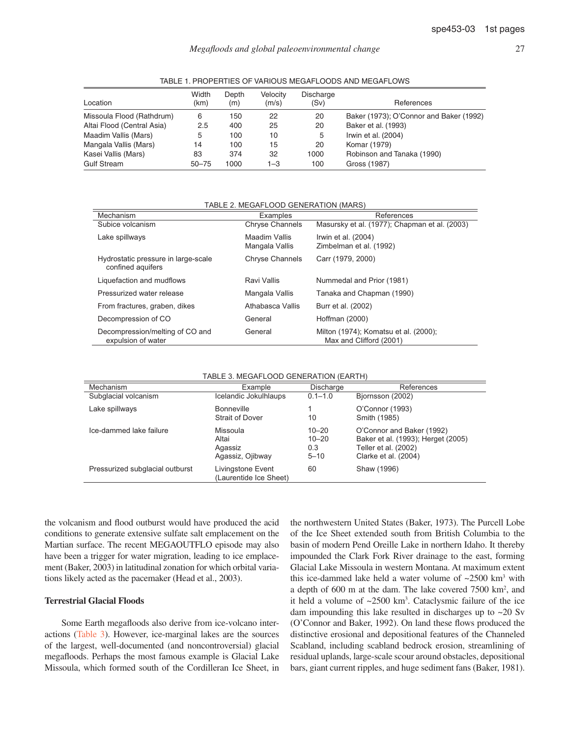TABLE 1. PROPERTIES OF VARIOUS MEGAFLOODS AND MEGAFLOWS

| Location | Width (km) | Depth (m) | Velocity (m/s) | Discharge (Sv) | References |
|---|---|---|---|---|---|
| Missoula Flood (Rathdrum) | 6 | 150 | 22 | 20 | Baker (1973); O'Connor and Baker (1992) |
| Altai Flood (Central Asia) | 2.5 | 400 | 25 | 20 | Baker et al. (1993) |
| Maadim Vallis (Mars) | 5 | 100 | 10 | 5 | Irwin et al. (2004) |
| Mangala Vallis (Mars) | 14 | 100 | 15 | 20 | Komar (1979) |
| Kasei Vallis (Mars) | 83 | 374 | 32 | 1000 | Robinson and Tanaka (1990) |
| Gulf Stream | 50–75 | 1000 | 1–3 | 100 | Gross (1987) |

TABLE 2. MEGAFLOOD GENERATION (MARS)

| Mechanism | Examples | References |
|---|---|---|
| Subice volcanism | Chryse Channels | Masursky et al. (1977); Chapman et al. (2003) |
| Lake spillways | Maadim Vallis<br>Mangala Vallis | Irwin et al. (2004)<br>Zimbelman et al. (1992) |
| Hydrostatic pressure in large-scale confined aquifers | Chryse Channels | Carr (1979, 2000) |
| Liquefaction and mudflows | Ravi Vallis | Nummedal and Prior (1981) |
| Pressurized water release | Mangala Vallis | Tanaka and Chapman (1990) |
| From fractures, graben, dikes | Athabasca Vallis | Burr et al. (2002) |
| Decompression of CO | General | Hoffman (2000) |
| Decompression/melting of CO and expulsion of water | General | Milton (1974); Komatsu et al. (2000); Max and Clifford (2001) |

TABLE 3. MEGAFLOOD GENERATION (EARTH)

| Mechanism | Example | Discharge | References |
|---|---|---|---|
| Subglacial volcanism | Icelandic Jokulhlaups | 0.1–1.0 | Bjornsson (2002) |
| Lake spillways | Bonneville<br>Strait of Dover | 1<br>10 | O'Connor (1993)<br>Smith (1985) |
| Ice-dammed lake failure | Missoula<br>Altai<br>Agassiz<br>Agassiz, Ojibway | 10–20<br>10–20<br>0.3<br>5–10 | O'Connor and Baker (1992)<br>Baker et al. (1993); Herget (2005)<br>Teller et al. (2002)<br>Clarke et al. (2004) |
| Pressurized subglacial outburst | Livingstone Event (Laurentide Ice Sheet) | 60 | Shaw (1996) |

the volcanism and flood outburst would have produced the acid conditions to generate extensive sulfate salt emplacement on the Martian surface. The recent MEGAOUTFLO episode may also have been a trigger for water migration, leading to ice emplacement (Baker, 2003) in latitudinal zonation for which orbital variations likely acted as the pacemaker (Head et al., 2003).

### Terrestrial Glacial Floods

Some Earth megafloods also derive from ice-volcano interactions (Table 3). However, ice-marginal lakes are the sources of the largest, well-documented (and noncontroversial) glacial megafloods. Perhaps the most famous example is Glacial Lake Missoula, which formed south of the Cordilleran Ice Sheet, in the northwestern United States (Baker, 1973). The Purcell Lobe of the Ice Sheet extended south from British Columbia to the basin of modern Pend Oreille Lake in northern Idaho. It thereby impounded the Clark Fork River drainage to the east, forming Glacial Lake Missoula in western Montana. At maximum extent this ice-dammed lake held a water volume of ~2500 km$^3$ with a depth of 600 m at the dam. The lake covered 7500 km$^2$, and it held a volume of ~2500 km$^3$. Cataclysmic failure of the ice dam impounding this lake resulted in discharges up to ~20 Sv (O'Connor and Baker, 1992). On land these flows produced the distinctive erosional and depositional features of the Channeled Scabland, including scabland bedrock erosion, streamlining of residual uplands, large-scale scour around obstacles, depositional bars, giant current ripples, and huge sediment fans (Baker, 1981).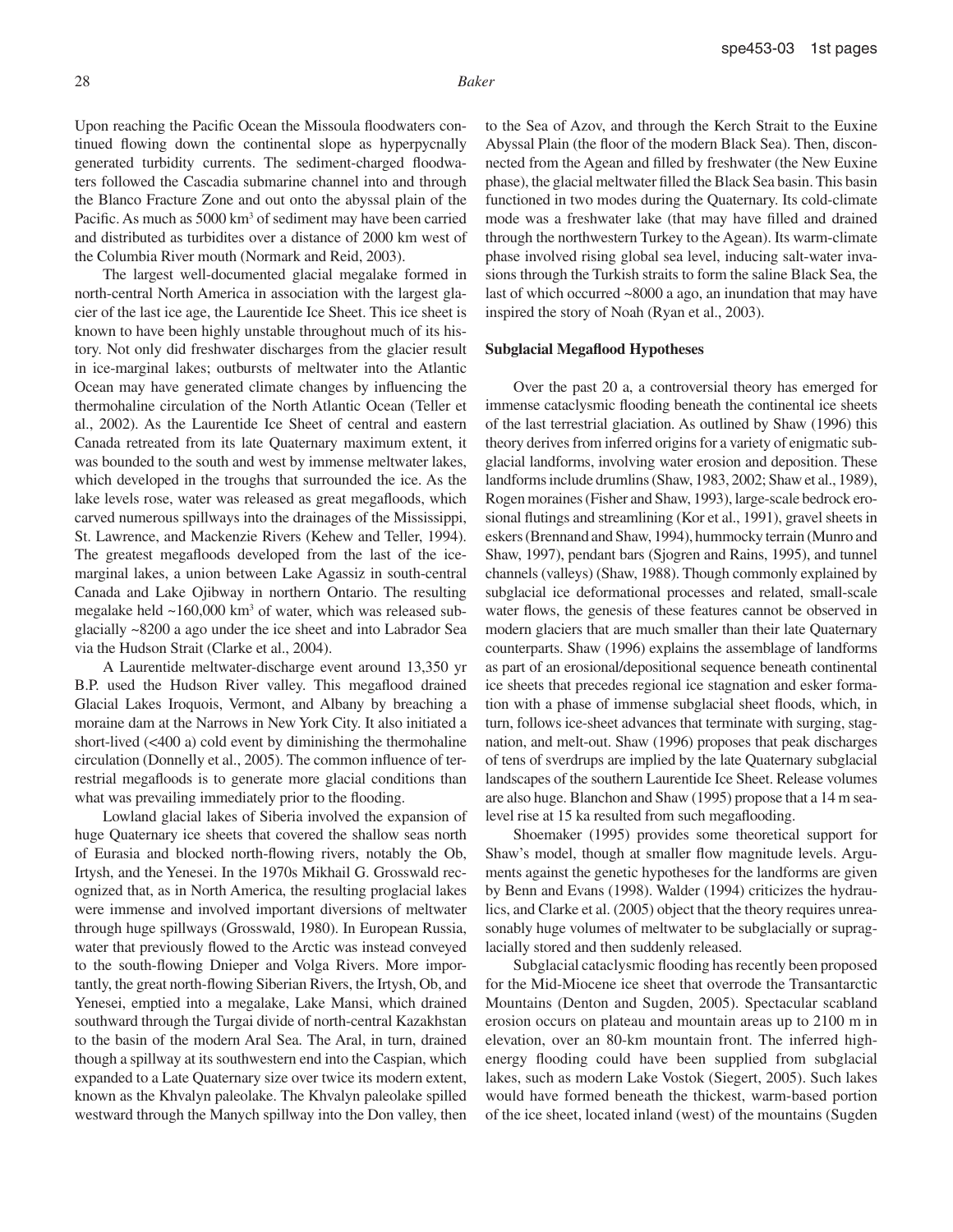Upon reaching the Pacific Ocean the Missoula floodwaters continued flowing down the continental slope as hyperpycnally generated turbidity currents. The sediment-charged floodwaters followed the Cascadia submarine channel into and through the Blanco Fracture Zone and out onto the abyssal plain of the Pacific. As much as 5000 km$^3$ of sediment may have been carried and distributed as turbidites over a distance of 2000 km west of the Columbia River mouth (Normark and Reid, 2003).

The largest well-documented glacial megalake formed in north-central North America in association with the largest glacier of the last ice age, the Laurentide Ice Sheet. This ice sheet is known to have been highly unstable throughout much of its history. Not only did freshwater discharges from the glacier result in ice-marginal lakes; outbursts of meltwater into the Atlantic Ocean may have generated climate changes by influencing the thermohaline circulation of the North Atlantic Ocean (Teller et al., 2002). As the Laurentide Ice Sheet of central and eastern Canada retreated from its late Quaternary maximum extent, it was bounded to the south and west by immense meltwater lakes, which developed in the troughs that surrounded the ice. As the lake levels rose, water was released as great megafloods, which carved numerous spillways into the drainages of the Mississippi, St. Lawrence, and Mackenzie Rivers (Kehew and Teller, 1994). The greatest megafloods developed from the last of the ice-marginal lakes, a union between Lake Agassiz in south-central Canada and Lake Ojibway in northern Ontario. The resulting megalake held ~160,000 km$^3$ of water, which was released subglacially ~8200 a ago under the ice sheet and into Labrador Sea via the Hudson Strait (Clarke et al., 2004).

A Laurentide meltwater-discharge event around 13,350 yr B.P. used the Hudson River valley. This megaflood drained Glacial Lakes Iroquois, Vermont, and Albany by breaching a moraine dam at the Narrows in New York City. It also initiated a short-lived (<400 a) cold event by diminishing the thermohaline circulation (Donnelly et al., 2005). The common influence of terrestrial megafloods is to generate more glacial conditions than what was prevailing immediately prior to the flooding.

Lowland glacial lakes of Siberia involved the expansion of huge Quaternary ice sheets that covered the shallow seas north of Eurasia and blocked north-flowing rivers, notably the Ob, Irtysh, and the Yenesei. In the 1970s Mikhail G. Grosswald recognized that, as in North America, the resulting proglacial lakes were immense and involved important diversions of meltwater through huge spillways (Grosswald, 1980). In European Russia, water that previously flowed to the Arctic was instead conveyed to the south-flowing Dnieper and Volga Rivers. More importantly, the great north-flowing Siberian Rivers, the Irtysh, Ob, and Yenesei, emptied into a megalake, Lake Mansi, which drained southward through the Turgai divide of north-central Kazakhstan to the basin of the modern Aral Sea. The Aral, in turn, drained though a spillway at its southwestern end into the Caspian, which expanded to a Late Quaternary size over twice its modern extent, known as the Khvalyn paleolake. The Khvalyn paleolake spilled westward through the Manych spillway into the Don valley, then to the Sea of Azov, and through the Kerch Strait to the Euxine Abyssal Plain (the floor of the modern Black Sea). Then, disconnected from the Agean and filled by freshwater (the New Euxine phase), the glacial meltwater filled the Black Sea basin. This basin functioned in two modes during the Quaternary. Its cold-climate mode was a freshwater lake (that may have filled and drained through the northwestern Turkey to the Agean). Its warm-climate phase involved rising global sea level, inducing salt-water invasions through the Turkish straits to form the saline Black Sea, the last of which occurred ~8000 a ago, an inundation that may have inspired the story of Noah (Ryan et al., 2003).

### Subglacial Megaflood Hypotheses

Over the past 20 a, a controversial theory has emerged for immense cataclysmic flooding beneath the continental ice sheets of the last terrestrial glaciation. As outlined by Shaw (1996) this theory derives from inferred origins for a variety of enigmatic subglacial landforms, involving water erosion and deposition. These landforms include drumlins (Shaw, 1983, 2002; Shaw et al., 1989), Rogen moraines (Fisher and Shaw, 1993), large-scale bedrock erosional flutings and streamlining (Kor et al., 1991), gravel sheets in eskers (Brennand and Shaw, 1994), hummocky terrain (Munro and Shaw, 1997), pendant bars (Sjogren and Rains, 1995), and tunnel channels (valleys) (Shaw, 1988). Though commonly explained by subglacial ice deformational processes and related, small-scale water flows, the genesis of these features cannot be observed in modern glaciers that are much smaller than their late Quaternary counterparts. Shaw (1996) explains the assemblage of landforms as part of an erosional/depositional sequence beneath continental ice sheets that precedes regional ice stagnation and esker formation with a phase of immense subglacial sheet floods, which, in turn, follows ice-sheet advances that terminate with surging, stagnation, and melt-out. Shaw (1996) proposes that peak discharges of tens of sverdrups are implied by the late Quaternary subglacial landscapes of the southern Laurentide Ice Sheet. Release volumes are also huge. Blanchon and Shaw (1995) propose that a 14 m sea-level rise at 15 ka resulted from such megaflooding.

Shoemaker (1995) provides some theoretical support for Shaw's model, though at smaller flow magnitude levels. Arguments against the genetic hypotheses for the landforms are given by Benn and Evans (1998). Walder (1994) criticizes the hydraulics, and Clarke et al. (2005) object that the theory requires unreasonably huge volumes of meltwater to be subglacially or supraglacially stored and then suddenly released.

Subglacial cataclysmic flooding has recently been proposed for the Mid-Miocene ice sheet that overrode the Transantarctic Mountains (Denton and Sugden, 2005). Spectacular scabland erosion occurs on plateau and mountain areas up to 2100 m in elevation, over an 80-km mountain front. The inferred high-energy flooding could have been supplied from subglacial lakes, such as modern Lake Vostok (Siegert, 2005). Such lakes would have formed beneath the thickest, warm-based portion of the ice sheet, located inland (west) of the mountains (Sugden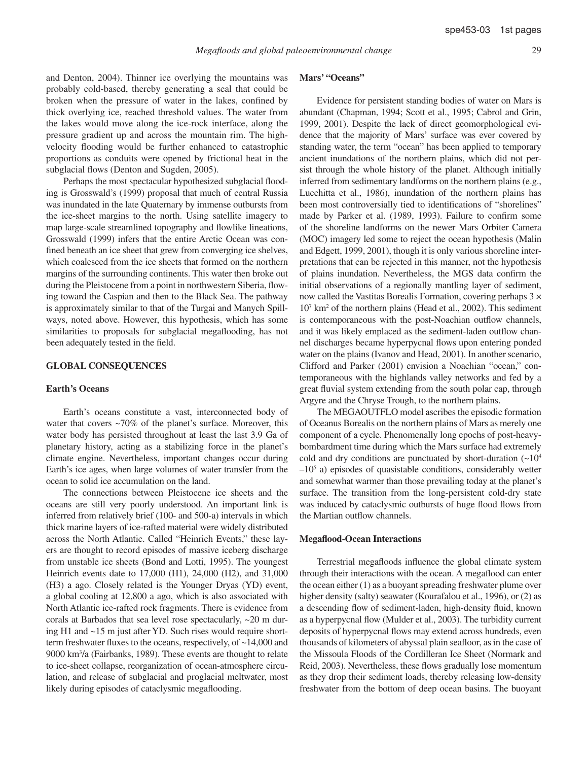and Denton, 2004). Thinner ice overlying the mountains was probably cold-based, thereby generating a seal that could be broken when the pressure of water in the lakes, confined by thick overlying ice, reached threshold values. The water from the lakes would move along the ice-rock interface, along the pressure gradient up and across the mountain rim. The high-velocity flooding would be further enhanced to catastrophic proportions as conduits were opened by frictional heat in the subglacial flows (Denton and Sugden, 2005).

Perhaps the most spectacular hypothesized subglacial flooding is Grosswald's (1999) proposal that much of central Russia was inundated in the late Quaternary by immense outbursts from the ice-sheet margins to the north. Using satellite imagery to map large-scale streamlined topography and flowlike lineations, Grosswald (1999) infers that the entire Arctic Ocean was confined beneath an ice sheet that grew from converging ice shelves, which coalesced from the ice sheets that formed on the northern margins of the surrounding continents. This water then broke out during the Pleistocene from a point in northwestern Siberia, flowing toward the Caspian and then to the Black Sea. The pathway is approximately similar to that of the Turgai and Manych Spillways, noted above. However, this hypothesis, which has some similarities to proposals for subglacial megaflooding, has not been adequately tested in the field.

## GLOBAL CONSEQUENCES

### Earth's Oceans

Earth's oceans constitute a vast, interconnected body of water that covers ~70% of the planet's surface. Moreover, this water body has persisted throughout at least the last 3.9 Ga of planetary history, acting as a stabilizing force in the planet's climate engine. Nevertheless, important changes occur during Earth's ice ages, when large volumes of water transfer from the ocean to solid ice accumulation on the land.

The connections between Pleistocene ice sheets and the oceans are still very poorly understood. An important link is inferred from relatively brief (100- and 500-a) intervals in which thick marine layers of ice-rafted material were widely distributed across the North Atlantic. Called "Heinrich Events," these layers are thought to record episodes of massive iceberg discharge from unstable ice sheets (Bond and Lotti, 1995). The youngest Heinrich events date to 17,000 (H1), 24,000 (H2), and 31,000 (H3) a ago. Closely related is the Younger Dryas (YD) event, a global cooling at 12,800 a ago, which is also associated with North Atlantic ice-rafted rock fragments. There is evidence from corals at Barbados that sea level rose spectacularly, ~20 m during H1 and ~15 m just after YD. Such rises would require short-term freshwater fluxes to the oceans, respectively, of ~14,000 and 9000 $km^3$/a (Fairbanks, 1989). These events are thought to relate to ice-sheet collapse, reorganization of ocean-atmosphere circulation, and release of subglacial and proglacial meltwater, most likely during episodes of cataclysmic megaflooding.

### Mars' "Oceans"

Evidence for persistent standing bodies of water on Mars is abundant (Chapman, 1994; Scott et al., 1995; Cabrol and Grin, 1999, 2001). Despite the lack of direct geomorphological evidence that the majority of Mars' surface was ever covered by standing water, the term "ocean" has been applied to temporary ancient inundations of the northern plains, which did not persist through the whole history of the planet. Although initially inferred from sedimentary landforms on the northern plains (e.g., Lucchitta et al., 1986), inundation of the northern plains has been most controversially tied to identifications of "shorelines" made by Parker et al. (1989, 1993). Failure to confirm some of the shoreline landforms on the newer Mars Orbiter Camera (MOC) imagery led some to reject the ocean hypothesis (Malin and Edgett, 1999, 2001), though it is only various shoreline interpretations that can be rejected in this manner, not the hypothesis of plains inundation. Nevertheless, the MGS data confirm the initial observations of a regionally mantling layer of sediment, now called the Vastitas Borealis Formation, covering perhaps $3 \times 10^7$ $km^2$ of the northern plains (Head et al., 2002). This sediment is contemporaneous with the post-Noachian outflow channels, and it was likely emplaced as the sediment-laden outflow channel discharges became hyperpycnal flows upon entering ponded water on the plains (Ivanov and Head, 2001). In another scenario, Clifford and Parker (2001) envision a Noachian "ocean," contemporaneous with the highlands valley networks and fed by a great fluvial system extending from the south polar cap, through Argyre and the Chryse Trough, to the northern plains.

The MEGAOUTFLO model ascribes the episodic formation of Oceanus Borealis on the northern plains of Mars as merely one component of a cycle. Phenomenally long epochs of post-heavy-bombardment time during which the Mars surface had extremely cold and dry conditions are punctuated by short-duration (~$10^4$–$10^5$ a) episodes of quasistable conditions, considerably wetter and somewhat warmer than those prevailing today at the planet's surface. The transition from the long-persistent cold-dry state was induced by cataclysmic outbursts of huge flood flows from the Martian outflow channels.

### Megaflood-Ocean Interactions

Terrestrial megafloods influence the global climate system through their interactions with the ocean. A megaflood can enter the ocean either (1) as a buoyant spreading freshwater plume over higher density (salty) seawater (Kourafalou et al., 1996), or (2) as a descending flow of sediment-laden, high-density fluid, known as a hyperpycnal flow (Mulder et al., 2003). The turbidity current deposits of hyperpycnal flows may extend across hundreds, even thousands of kilometers of abyssal plain seafloor, as in the case of the Missoula Floods of the Cordilleran Ice Sheet (Normark and Reid, 2003). Nevertheless, these flows gradually lose momentum as they drop their sediment loads, thereby releasing low-density freshwater from the bottom of deep ocean basins. The buoyant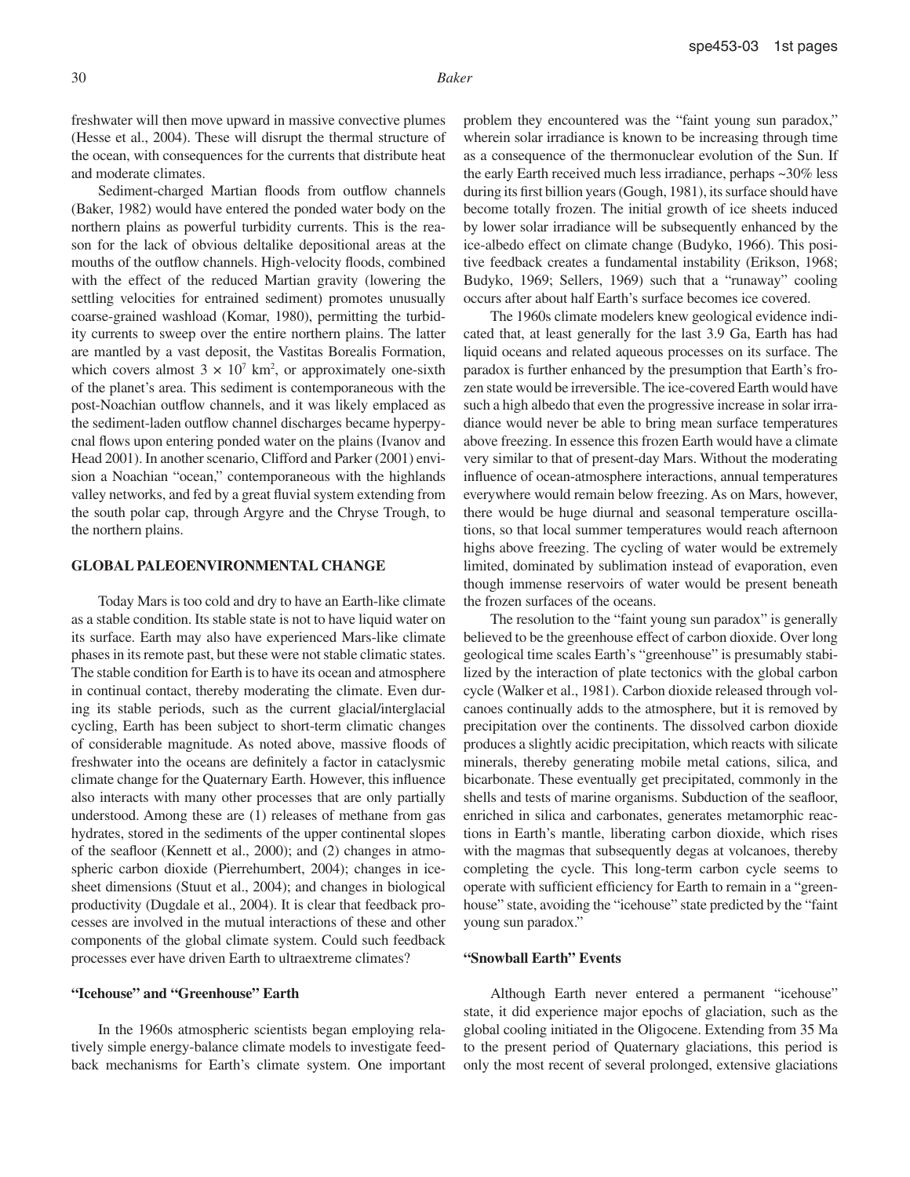freshwater will then move upward in massive convective plumes (Hesse et al., 2004). These will disrupt the thermal structure of the ocean, with consequences for the currents that distribute heat and moderate climates.

Sediment-charged Martian floods from outflow channels (Baker, 1982) would have entered the ponded water body on the northern plains as powerful turbidity currents. This is the reason for the lack of obvious deltalike depositional areas at the mouths of the outflow channels. High-velocity floods, combined with the effect of the reduced Martian gravity (lowering the settling velocities for entrained sediment) promotes unusually coarse-grained washload (Komar, 1980), permitting the turbidity currents to sweep over the entire northern plains. The latter are mantled by a vast deposit, the Vastitas Borealis Formation, which covers almost $3 \times 10^7$ km$^2$, or approximately one-sixth of the planet's area. This sediment is contemporaneous with the post-Noachian outflow channels, and it was likely emplaced as the sediment-laden outflow channel discharges became hyperpycnal flows upon entering ponded water on the plains (Ivanov and Head 2001). In another scenario, Clifford and Parker (2001) envision a Noachian "ocean," contemporaneous with the highlands valley networks, and fed by a great fluvial system extending from the south polar cap, through Argyre and the Chryse Trough, to the northern plains.

## GLOBAL PALEOENVIRONMENTAL CHANGE

Today Mars is too cold and dry to have an Earth-like climate as a stable condition. Its stable state is not to have liquid water on its surface. Earth may also have experienced Mars-like climate phases in its remote past, but these were not stable climatic states. The stable condition for Earth is to have its ocean and atmosphere in continual contact, thereby moderating the climate. Even during its stable periods, such as the current glacial/interglacial cycling, Earth has been subject to short-term climatic changes of considerable magnitude. As noted above, massive floods of freshwater into the oceans are definitely a factor in cataclysmic climate change for the Quaternary Earth. However, this influence also interacts with many other processes that are only partially understood. Among these are (1) releases of methane from gas hydrates, stored in the sediments of the upper continental slopes of the seafloor (Kennett et al., 2000); and (2) changes in atmospheric carbon dioxide (Pierrehumbert, 2004); changes in ice-sheet dimensions (Stuut et al., 2004); and changes in biological productivity (Dugdale et al., 2004). It is clear that feedback processes are involved in the mutual interactions of these and other components of the global climate system. Could such feedback processes ever have driven Earth to ultraextreme climates?

### "Icehouse" and "Greenhouse" Earth

In the 1960s atmospheric scientists began employing relatively simple energy-balance climate models to investigate feedback mechanisms for Earth's climate system. One important problem they encountered was the "faint young sun paradox," wherein solar irradiance is known to be increasing through time as a consequence of the thermonuclear evolution of the Sun. If the early Earth received much less irradiance, perhaps ~30% less during its first billion years (Gough, 1981), its surface should have become totally frozen. The initial growth of ice sheets induced by lower solar irradiance will be subsequently enhanced by the ice-albedo effect on climate change (Budyko, 1966). This positive feedback creates a fundamental instability (Erikson, 1968; Budyko, 1969; Sellers, 1969) such that a "runaway" cooling occurs after about half Earth's surface becomes ice covered.

The 1960s climate modelers knew geological evidence indicated that, at least generally for the last 3.9 Ga, Earth has had liquid oceans and related aqueous processes on its surface. The paradox is further enhanced by the presumption that Earth's frozen state would be irreversible. The ice-covered Earth would have such a high albedo that even the progressive increase in solar irradiance would never be able to bring mean surface temperatures above freezing. In essence this frozen Earth would have a climate very similar to that of present-day Mars. Without the moderating influence of ocean-atmosphere interactions, annual temperatures everywhere would remain below freezing. As on Mars, however, there would be huge diurnal and seasonal temperature oscillations, so that local summer temperatures would reach afternoon highs above freezing. The cycling of water would be extremely limited, dominated by sublimation instead of evaporation, even though immense reservoirs of water would be present beneath the frozen surfaces of the oceans.

The resolution to the "faint young sun paradox" is generally believed to be the greenhouse effect of carbon dioxide. Over long geological time scales Earth's "greenhouse" is presumably stabilized by the interaction of plate tectonics with the global carbon cycle (Walker et al., 1981). Carbon dioxide released through volcanoes continually adds to the atmosphere, but it is removed by precipitation over the continents. The dissolved carbon dioxide produces a slightly acidic precipitation, which reacts with silicate minerals, thereby generating mobile metal cations, silica, and bicarbonate. These eventually get precipitated, commonly in the shells and tests of marine organisms. Subduction of the seafloor, enriched in silica and carbonates, generates metamorphic reactions in Earth's mantle, liberating carbon dioxide, which rises with the magmas that subsequently degas at volcanoes, thereby completing the cycle. This long-term carbon cycle seems to operate with sufficient efficiency for Earth to remain in a "greenhouse" state, avoiding the "icehouse" state predicted by the "faint young sun paradox."

### "Snowball Earth" Events

Although Earth never entered a permanent "icehouse" state, it did experience major epochs of glaciation, such as the global cooling initiated in the Oligocene. Extending from 35 Ma to the present period of Quaternary glaciations, this period is only the most recent of several prolonged, extensive glaciations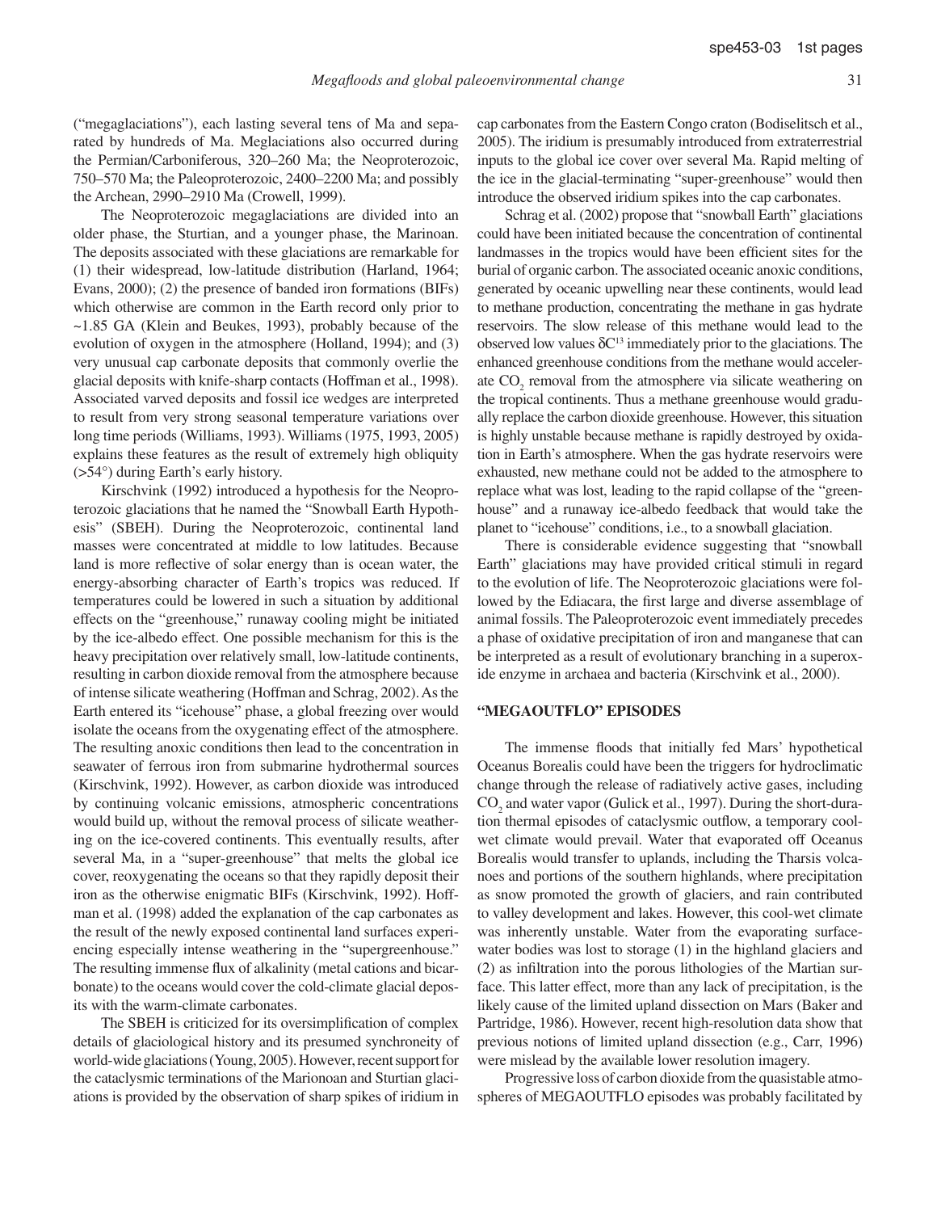("megaglaciations"), each lasting several tens of Ma and separated by hundreds of Ma. Meglaciations also occurred during the Permian/Carboniferous, 320–260 Ma; the Neoproterozoic, 750–570 Ma; the Paleoproterozoic, 2400–2200 Ma; and possibly the Archean, 2990–2910 Ma (Crowell, 1999).

The Neoproterozoic megaglaciations are divided into an older phase, the Sturtian, and a younger phase, the Marinoan. The deposits associated with these glaciations are remarkable for (1) their widespread, low-latitude distribution (Harland, 1964; Evans, 2000); (2) the presence of banded iron formations (BIFs) which otherwise are common in the Earth record only prior to ~1.85 GA (Klein and Beukes, 1993), probably because of the evolution of oxygen in the atmosphere (Holland, 1994); and (3) very unusual cap carbonate deposits that commonly overlie the glacial deposits with knife-sharp contacts (Hoffman et al., 1998). Associated varved deposits and fossil ice wedges are interpreted to result from very strong seasonal temperature variations over long time periods (Williams, 1993). Williams (1975, 1993, 2005) explains these features as the result of extremely high obliquity (>54°) during Earth's early history.

Kirschvink (1992) introduced a hypothesis for the Neoproterozoic glaciations that he named the "Snowball Earth Hypothesis" (SBEH). During the Neoproterozoic, continental land masses were concentrated at middle to low latitudes. Because land is more reflective of solar energy than is ocean water, the energy-absorbing character of Earth's tropics was reduced. If temperatures could be lowered in such a situation by additional effects on the "greenhouse," runaway cooling might be initiated by the ice-albedo effect. One possible mechanism for this is the heavy precipitation over relatively small, low-latitude continents, resulting in carbon dioxide removal from the atmosphere because of intense silicate weathering (Hoffman and Schrag, 2002). As the Earth entered its "icehouse" phase, a global freezing over would isolate the oceans from the oxygenating effect of the atmosphere. The resulting anoxic conditions then lead to the concentration in seawater of ferrous iron from submarine hydrothermal sources (Kirschvink, 1992). However, as carbon dioxide was introduced by continuing volcanic emissions, atmospheric concentrations would build up, without the removal process of silicate weathering on the ice-covered continents. This eventually results, after several Ma, in a "super-greenhouse" that melts the global ice cover, reoxygenating the oceans so that they rapidly deposit their iron as the otherwise enigmatic BIFs (Kirschvink, 1992). Hoffman et al. (1998) added the explanation of the cap carbonates as the result of the newly exposed continental land surfaces experiencing especially intense weathering in the "supergreenhouse." The resulting immense flux of alkalinity (metal cations and bicarbonate) to the oceans would cover the cold-climate glacial deposits with the warm-climate carbonates.

The SBEH is criticized for its oversimplification of complex details of glaciological history and its presumed synchroneity of world-wide glaciations (Young, 2005). However, recent support for the cataclysmic terminations of the Marionoan and Sturtian glaciations is provided by the observation of sharp spikes of iridium in cap carbonates from the Eastern Congo craton (Bodiselitsch et al., 2005). The iridium is presumably introduced from extraterrestrial inputs to the global ice cover over several Ma. Rapid melting of the ice in the glacial-terminating "super-greenhouse" would then introduce the observed iridium spikes into the cap carbonates.

Schrag et al. (2002) propose that "snowball Earth" glaciations could have been initiated because the concentration of continental landmasses in the tropics would have been efficient sites for the burial of organic carbon. The associated oceanic anoxic conditions, generated by oceanic upwelling near these continents, would lead to methane production, concentrating the methane in gas hydrate reservoirs. The slow release of this methane would lead to the observed low values $\delta C^{13}$ immediately prior to the glaciations. The enhanced greenhouse conditions from the methane would accelerate $CO_2$ removal from the atmosphere via silicate weathering on the tropical continents. Thus a methane greenhouse would gradually replace the carbon dioxide greenhouse. However, this situation is highly unstable because methane is rapidly destroyed by oxidation in Earth's atmosphere. When the gas hydrate reservoirs were exhausted, new methane could not be added to the atmosphere to replace what was lost, leading to the rapid collapse of the "greenhouse" and a runaway ice-albedo feedback that would take the planet to "icehouse" conditions, i.e., to a snowball glaciation.

There is considerable evidence suggesting that "snowball Earth" glaciations may have provided critical stimuli in regard to the evolution of life. The Neoproterozoic glaciations were followed by the Ediacara, the first large and diverse assemblage of animal fossils. The Paleoproterozoic event immediately precedes a phase of oxidative precipitation of iron and manganese that can be interpreted as a result of evolutionary branching in a superoxide enzyme in archaea and bacteria (Kirschvink et al., 2000).

## "MEGAOUTFLO" EPISODES

The immense floods that initially fed Mars' hypothetical Oceanus Borealis could have been the triggers for hydroclimatic change through the release of radiatively active gases, including $CO_2$ and water vapor (Gulick et al., 1997). During the short-duration thermal episodes of cataclysmic outflow, a temporary cool-wet climate would prevail. Water that evaporated off Oceanus Borealis would transfer to uplands, including the Tharsis volcanoes and portions of the southern highlands, where precipitation as snow promoted the growth of glaciers, and rain contributed to valley development and lakes. However, this cool-wet climate was inherently unstable. Water from the evaporating surface-water bodies was lost to storage (1) in the highland glaciers and (2) as infiltration into the porous lithologies of the Martian surface. This latter effect, more than any lack of precipitation, is the likely cause of the limited upland dissection on Mars (Baker and Partridge, 1986). However, recent high-resolution data show that previous notions of limited upland dissection (e.g., Carr, 1996) were mislead by the available lower resolution imagery.

Progressive loss of carbon dioxide from the quasistable atmospheres of MEGAOUTFLO episodes was probably facilitated by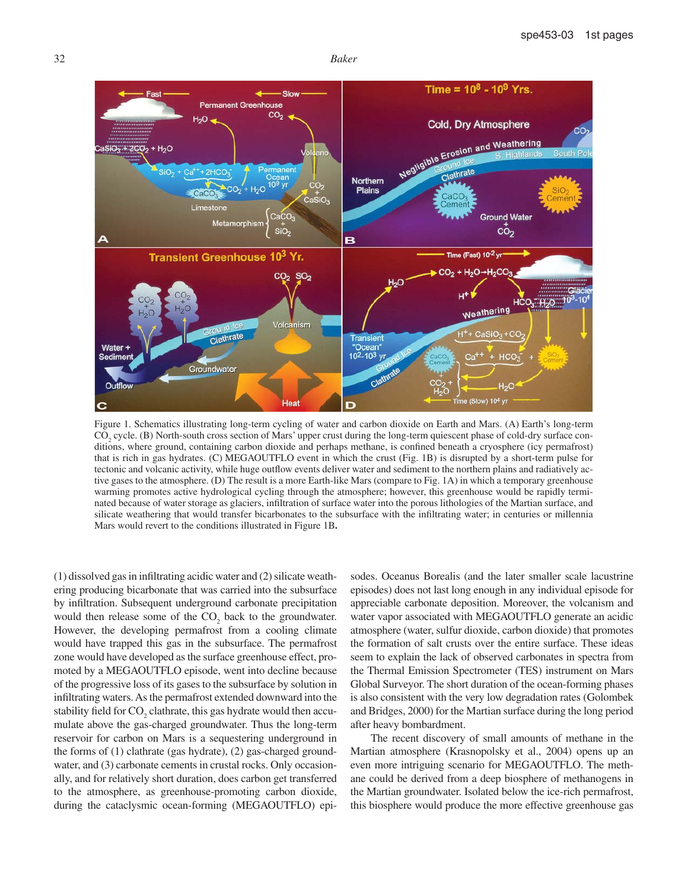Figure 1. Schematics illustrating long-term cycling of water and carbon dioxide on Earth and Mars. (A) Earth's long-term $CO_2$ cycle. (B) North-south cross section of Mars' upper crust during the long-term quiescent phase of cold-dry surface conditions, where ground, containing carbon dioxide and perhaps methane, is confined beneath a cryosphere (icy permafrost) that is rich in gas hydrates. (C) MEGAOUTFLO event in which the crust (Fig. 1B) is disrupted by a short-term pulse for tectonic and volcanic activity, while huge outflow events deliver water and sediment to the northern plains and radiatively active gases to the atmosphere. (D) The result is a more Earth-like Mars (compare to Fig. 1A) in which a temporary greenhouse warming promotes active hydrological cycling through the atmosphere; however, this greenhouse would be rapidly terminated because of water storage as glaciers, infiltration of surface water into the porous lithologies of the Martian surface, and silicate weathering that would transfer bicarbonates to the subsurface with the infiltrating water; in centuries or millennia Mars would revert to the conditions illustrated in Figure 1B.

(1) dissolved gas in infiltrating acidic water and (2) silicate weathering producing bicarbonate that was carried into the subsurface by infiltration. Subsequent underground carbonate precipitation would then release some of the $CO_2$ back to the groundwater. However, the developing permafrost from a cooling climate would have trapped this gas in the subsurface. The permafrost zone would have developed as the surface greenhouse effect, promoted by a MEGAOUTFLO episode, went into decline because of the progressive loss of its gases to the subsurface by solution in infiltrating waters. As the permafrost extended downward into the stability field for $CO_2$ clathrate, this gas hydrate would then accumulate above the gas-charged groundwater. Thus the long-term reservoir for carbon on Mars is a sequestering underground in the forms of (1) clathrate (gas hydrate), (2) gas-charged groundwater, and (3) carbonate cements in crustal rocks. Only occasionally, and for relatively short duration, does carbon get transferred to the atmosphere, as greenhouse-promoting carbon dioxide, during the cataclysmic ocean-forming (MEGAOUTFLO) episodes. Oceanus Borealis (and the later smaller scale lacustrine episodes) does not last long enough in any individual episode for appreciable carbonate deposition. Moreover, the volcanism and water vapor associated with MEGAOUTFLO generate an acidic atmosphere (water, sulfur dioxide, carbon dioxide) that promotes the formation of salt crusts over the entire surface. These ideas seem to explain the lack of observed carbonates in spectra from the Thermal Emission Spectrometer (TES) instrument on Mars Global Surveyor. The short duration of the ocean-forming phases is also consistent with the very low degradation rates (Golombek and Bridges, 2000) for the Martian surface during the long period after heavy bombardment.

The recent discovery of small amounts of methane in the Martian atmosphere (Krasnopolsky et al., 2004) opens up an even more intriguing scenario for MEGAOUTFLO. The methane could be derived from a deep biosphere of methanogens in the Martian groundwater. Isolated below the ice-rich permafrost, this biosphere would produce the more effective greenhouse gas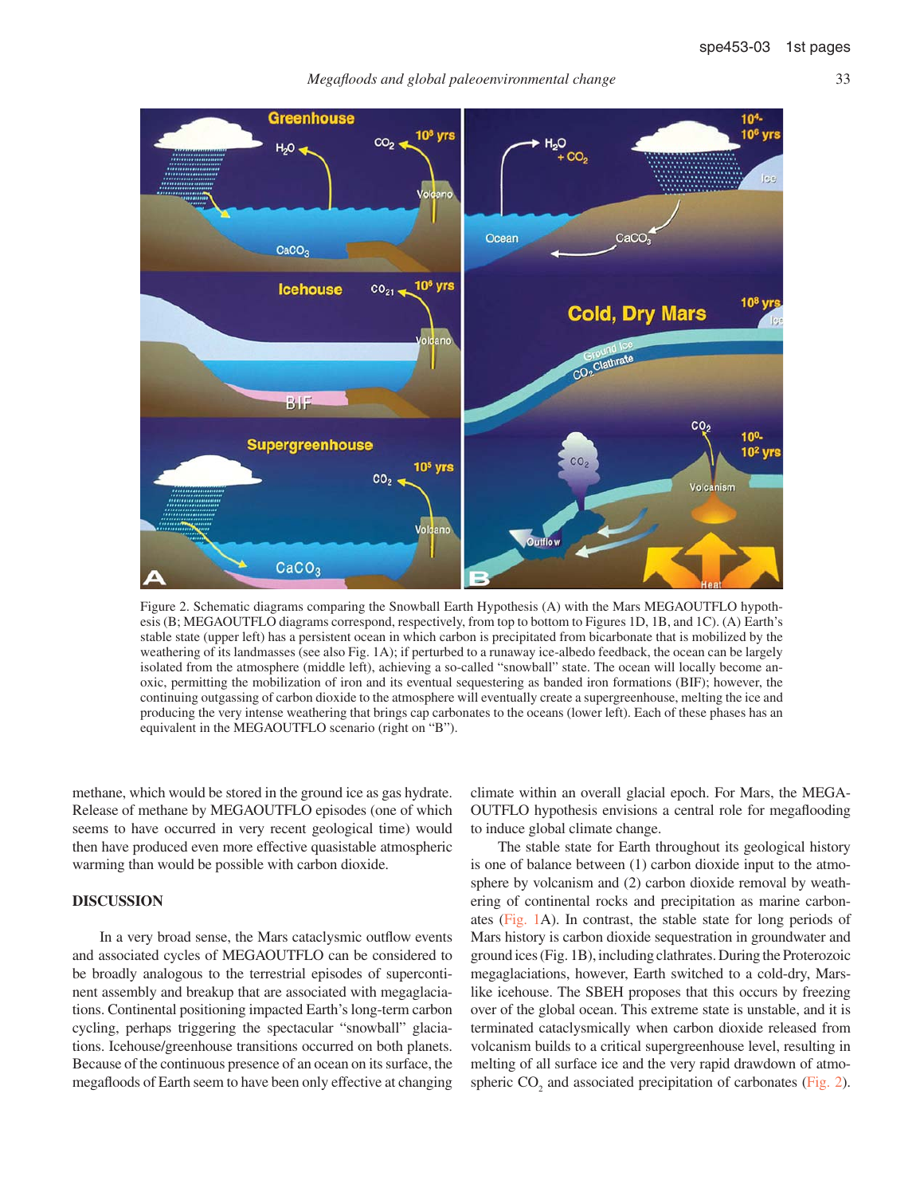Greenhouse

$H_2O$

$CO_2$

$10^8$ yrs

Volcano

$CaCO_3$

Icehouse

$CO_2$

$10^6$ yrs

Volcano

BIF

Supergreenhouse

$CO_2$

$10^5$ yrs

Volcano

$CaCO_3$

A

$10^4$-$10^5$ yrs

$H_2O$ + $CO_2$

Ice

Ocean

$CaCO_3$

Cold, Dry Mars

$10^8$ yrs

Ice

Ground Ice

$CO_2$ Clathrate

$CO_2$

$10^0$-$10^2$ yrs

$CO_2$

Volcanism

Outflow

Heat

B

Figure 2. Schematic diagrams comparing the Snowball Earth Hypothesis (A) with the Mars MEGAOUTFLO hypothesis (B; MEGAOUTFLO diagrams correspond, respectively, from top to bottom to Figures 1D, 1B, and 1C). (A) Earth's stable state (upper left) has a persistent ocean in which carbon is precipitated from bicarbonate that is mobilized by the weathering of its landmasses (see also Fig. 1A); if perturbed to a runaway ice-albedo feedback, the ocean can be largely isolated from the atmosphere (middle left), achieving a so-called "snowball" state. The ocean will locally become anoxic, permitting the mobilization of iron and its eventual sequestering as banded iron formations (BIF); however, the continuing outgassing of carbon dioxide to the atmosphere will eventually create a supergreenhouse, melting the ice and producing the very intense weathering that brings cap carbonates to the oceans (lower left). Each of these phases has an equivalent in the MEGAOUTFLO scenario (right on "B").

methane, which would be stored in the ground ice as gas hydrate. Release of methane by MEGAOUTFLO episodes (one of which seems to have occurred in very recent geological time) would then have produced even more effective quasistable atmospheric warming than would be possible with carbon dioxide.

## DISCUSSION

In a very broad sense, the Mars cataclysmic outflow events and associated cycles of MEGAOUTFLO can be considered to be broadly analogous to the terrestrial episodes of supercontinent assembly and breakup that are associated with megaglaciations. Continental positioning impacted Earth's long-term carbon cycling, perhaps triggering the spectacular "snowball" glaciations. Icehouse/greenhouse transitions occurred on both planets. Because of the continuous presence of an ocean on its surface, the megafloods of Earth seem to have been only effective at changing climate within an overall glacial epoch. For Mars, the MEGAOUTFLO hypothesis envisions a central role for megaflooding to induce global climate change.

The stable state for Earth throughout its geological history is one of balance between (1) carbon dioxide input to the atmosphere by volcanism and (2) carbon dioxide removal by weathering of continental rocks and precipitation as marine carbonates (Fig. 1A). In contrast, the stable state for long periods of Mars history is carbon dioxide sequestration in groundwater and ground ices (Fig. 1B), including clathrates. During the Proterozoic megaglaciations, however, Earth switched to a cold-dry, Mars-like icehouse. The SBEH proposes that this occurs by freezing over of the global ocean. This extreme state is unstable, and it is terminated cataclysmically when carbon dioxide released from volcanism builds to a critical supergreenhouse level, resulting in melting of all surface ice and the very rapid drawdown of atmospheric $CO_2$ and associated precipitation of carbonates (Fig. 2).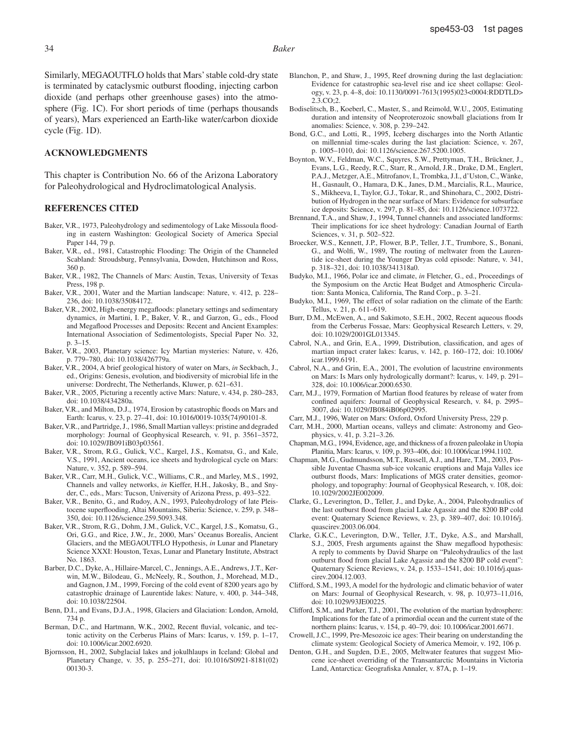Similarly, MEGAOUTFLO holds that Mars' stable cold-dry state is terminated by cataclysmic outburst flooding, injecting carbon dioxide (and perhaps other greenhouse gases) into the atmosphere (Fig. 1C). For short periods of time (perhaps thousands of years), Mars experienced an Earth-like water/carbon dioxide cycle (Fig. 1D).

## ACKNOWLEDGMENTS

This chapter is Contribution No. 66 of the Arizona Laboratory for Paleohydrological and Hydroclimatological Analysis.

## REFERENCES CITED

Baker, V.R., 1973, Paleohydrology and sedimentology of Lake Missoula flooding in eastern Washington: Geological Society of America Special Paper 144, 79 p.

Baker, V.R., ed., 1981, Catastrophic Flooding: The Origin of the Channeled Scabland: Stroudsburg, Pennsylvania, Dowden, Hutchinson and Ross, 360 p.

Baker, V.R., 1982, The Channels of Mars: Austin, Texas, University of Texas Press, 198 p.

Baker, V.R., 2001, Water and the Martian landscape: Nature, v. 412, p. 228–236, doi: 10.1038/35084172.

Baker, V.R., 2002, High-energy megafloods: planetary settings and sedimentary dynamics, *in* Martini, I. P., Baker, V. R., and Garzon, G., eds., Flood and Megaflood Processes and Deposits: Recent and Ancient Examples: International Association of Sedimentologists, Special Paper No. 32, p. 3–15.

Baker, V.R., 2003, Planetary science: Icy Martian mysteries: Nature, v. 426, p. 779–780, doi: 10.1038/426779a.

Baker, V.R., 2004, A brief geological history of water on Mars, *in* Seckbach, J., ed., Origins: Genesis, evolution, and biodiversity of microbial life in the universe: Dordrecht, The Netherlands, Kluwer, p. 621–631.

Baker, V.R., 2005, Picturing a recently active Mars: Nature, v. 434, p. 280–283, doi: 10.1038/434280a.

Baker, V.R., and Milton, D.J., 1974, Erosion by catastrophic floods on Mars and Earth: Icarus, v. 23, p. 27–41, doi: 10.1016/0019-1035(74)90101-8.

Baker, V.R., and Partridge, J., 1986, Small Martian valleys: pristine and degraded morphology: Journal of Geophysical Research, v. 91, p. 3561–3572, doi: 10.1029/JB091iB03p03561.

Baker, V.R., Strom, R.G., Gulick, V.C., Kargel, J.S., Komatsu, G., and Kale, V.S., 1991, Ancient oceans, ice sheets and hydrological cycle on Mars: Nature, v. 352, p. 589–594.

Baker, V.R., Carr, M.H., Gulick, V.C., Williams, C.R., and Marley, M.S., 1992, Channels and valley networks, *in* Kieffer, H.H., Jakosky, B., and Snyder, C., eds., Mars: Tucson, University of Arizona Press, p. 493–522.

Baker, V.R., Benito, G., and Rudoy, A.N., 1993, Paleohydrology of late Pleistocene superflooding, Altai Mountains, Siberia: Science, v. 259, p. 348–350, doi: 10.1126/science.259.5093.348.

Baker, V.R., Strom, R.G., Dohm, J.M., Gulick, V.C., Kargel, J.S., Komatsu, G., Ori, G.G., and Rice, J.W., Jr., 2000, Mars' Oceanus Borealis, Ancient Glaciers, and the MEGAOUTFLO Hypothesis, *in* Lunar and Planetary Science XXXI: Houston, Texas, Lunar and Planetary Institute, Abstract No. 1863.

Barber, D.C., Dyke, A., Hillaire-Marcel, C., Jennings, A.E., Andrews, J.T., Kerwin, M.W., Bilodeau, G., McNeely, R., Southon, J., Morehead, M.D., and Gagnon, J.M., 1999, Forcing of the cold event of 8200 years ago by catastrophic drainage of Laurentide lakes: Nature, v. 400, p. 344–348, doi: 10.1038/22504.

Benn, D.I., and Evans, D.J.A., 1998, Glaciers and Glaciation: London, Arnold, 734 p.

Berman, D.C., and Hartmann, W.K., 2002, Recent fluvial, volcanic, and tectonic activity on the Cerberus Plains of Mars: Icarus, v. 159, p. 1–17, doi: 10.1006/icar.2002.6920.

Bjornsson, H., 2002, Subglacial lakes and jokulhlaups in Iceland: Global and Planetary Change, v. 35, p. 255–271, doi: 10.1016/S0921-8181(02)00130-3.

Blanchon, P., and Shaw, J., 1995, Reef drowning during the last deglaciation: Evidence for catastrophic sea-level rise and ice sheet collapse: Geology, v. 23, p. 4–8, doi: 10.1130/0091-7613(1995)023<0004:RDDTLD>2.3.CO;2.

Bodiselitsch, B., Koeberl, C., Master, S., and Reimold, W.U., 2005, Estimating duration and intensity of Neoproterozoic snowball glaciations from Ir anomalies: Science, v. 308, p. 239–242.

Bond, G.C., and Lotti, R., 1995, Iceberg discharges into the North Atlantic on millennial time-scales during the last glaciation: Science, v. 267, p. 1005–1010, doi: 10.1126/science.267.5200.1005.

Boynton, W.V., Feldman, W.C., Squyres, S.W., Prettyman, T.H., Brückner, J., Evans, L.G., Reedy, R.C., Starr, R., Arnold, J.R., Drake, D.M., Englert, P.A.J., Metzger, A.E., Mitrofanov, I., Trombka, J.I., d'Uston, C., Wänke, H., Gasnault, O., Hamara, D.K., Janes, D.M., Marcialis, R.L., Maurice, S., Mikheeva, I., Taylor, G.J., Tokar, R., and Shinohara, C., 2002, Distribution of Hydrogen in the near surface of Mars: Evidence for subsurface ice deposits: Science, v. 297, p. 81–85, doi: 10.1126/science.1073722.

Brennand, T.A., and Shaw, J., 1994, Tunnel channels and associated landforms: Their implications for ice sheet hydrology: Canadian Journal of Earth Sciences, v. 31, p. 502–522.

Broecker, W.S., Kennett, J.P., Flower, B.P., Teller, J.T., Trumbore, S., Bonani, G., and Wolfi, W., 1989, The routing of meltwater from the Laurentide ice-sheet during the Younger Dryas cold episode: Nature, v. 341, p. 318–321, doi: 10.1038/341318a0.

Budyko, M.I., 1966, Polar ice and climate, *in* Fletcher, G., ed., Proceedings of the Symposium on the Arctic Heat Budget and Atmospheric Circulation: Santa Monica, California, The Rand Corp., p. 3–21.

Budyko, M.I., 1969, The effect of solar radiation on the climate of the Earth: Tellus, v. 21, p. 611–619.

Burr, D.M., McEwen, A., and Sakimoto, S.E.H., 2002, Recent aqueous floods from the Cerberus Fossae, Mars: Geophysical Research Letters, v. 29, doi: 10.1029/2001GL013345.

Cabrol, N.A., and Grin, E.A., 1999, Distribution, classification, and ages of martian impact crater lakes: Icarus, v. 142, p. 160–172, doi: 10.1006/icar.1999.6191.

Cabrol, N.A., and Grin, E.A., 2001, The evolution of lacustrine environments on Mars: Is Mars only hydrologically dormant?: Icarus, v. 149, p. 291–328, doi: 10.1006/icar.2000.6530.

Carr, M.J., 1979, Formation of Martian flood features by release of water from confined aquifers: Journal of Geophysical Research, v. 84, p. 2995–3007, doi: 10.1029/JB084iB06p02995.

Carr, M.J., 1996, Water on Mars: Oxford, Oxford University Press, 229 p.

Carr, M.H., 2000, Martian oceans, valleys and climate: Astronomy and Geophysics, v. 41, p. 3.21–3.26.

Chapman, M.G., 1994, Evidence, age, and thickness of a frozen paleolake in Utopia Planitia, Mars: Icarus, v. 109, p. 393–406, doi: 10.1006/icar.1994.1102.

Chapman, M.G., Gudmundsson, M.T., Russell, A.J., and Hare, T.M., 2003, Possible Juventae Chasma sub-ice volcanic eruptions and Maja Valles ice outburst floods, Mars: Implications of MGS crater densities, geomorphology, and topography: Journal of Geophysical Research, v. 108, doi: 10.1029/2002JE002009.

Clarke, G., Leverington, D., Teller, J., and Dyke, A., 2004, Paleohydraulics of the last outburst flood from glacial Lake Agassiz and the 8200 BP cold event: Quaternary Science Reviews, v. 23, p. 389–407, doi: 10.1016/j.quascirev.2003.06.004.

Clarke, G.K.C., Leverington, D.W., Teller, J.T., Dyke, A.S., and Marshall, S.J., 2005, Fresh arguments against the Shaw megaflood hypothesis: A reply to comments by David Sharpe on "Paleohydraulics of the last outburst flood from glacial Lake Agassiz and the 8200 BP cold event": Quaternary Science Reviews, v. 24, p. 1533–1541, doi: 10.1016/j.quascirev.2004.12.003.

Clifford, S.M., 1993, A model for the hydrologic and climatic behavior of water on Mars: Journal of Geophysical Research, v. 98, p. 10,973–11,016, doi: 10.1029/93JE00225.

Clifford, S.M., and Parker, T.J., 2001, The evolution of the martian hydrosphere: Implications for the fate of a primordial ocean and the current state of the northern plains: Icarus, v. 154, p. 40–79, doi: 10.1006/icar.2001.6671.

Crowell, J.C., 1999, Pre-Mesozoic ice ages: Their bearing on understanding the climate system: Geological Society of America Memoir, v. 192, 106 p.

Denton, G.H., and Sugden, D.E., 2005, Meltwater features that suggest Miocene ice-sheet overriding of the Transantarctic Mountains in Victoria Land, Antarctica: Geografiska Annaler, v. 87A, p. 1–19.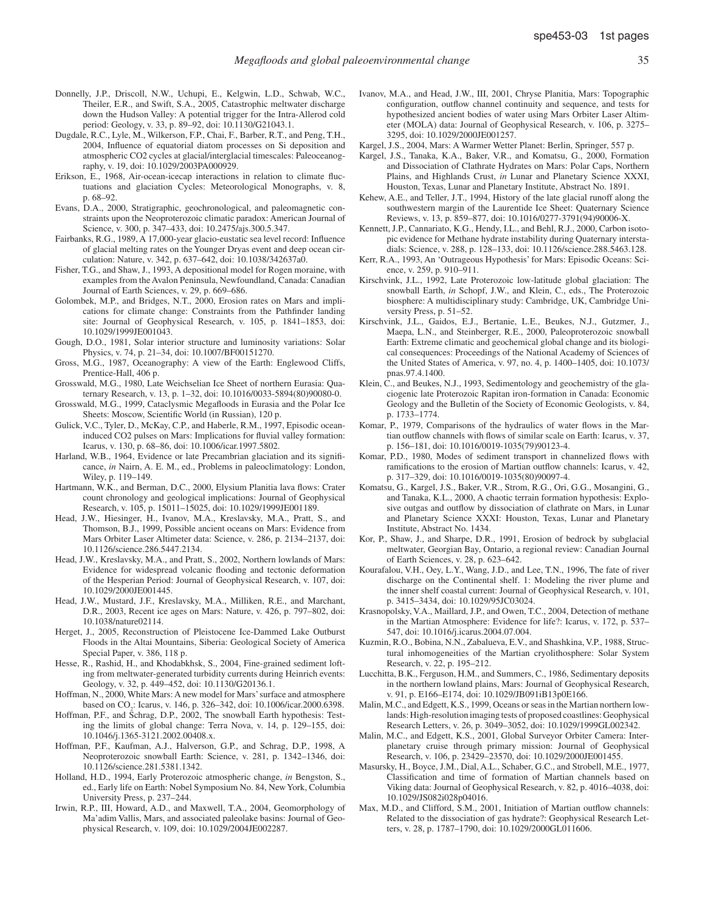Donnelly, J.P., Driscoll, N.W., Uchupi, E., Kelgwin, L.D., Schwab, W.C., Theiler, E.R., and Swift, S.A., 2005, Catastrophic meltwater discharge down the Hudson Valley: A potential trigger for the Intra-Allerod cold period: Geology, v. 33, p. 89–92, doi: 10.1130/G21043.1.

Dugdale, R.C., Lyle, M., Wilkerson, F.P., Chai, F., Barber, R.T., and Peng, T.H., 2004, Influence of equatorial diatom processes on Si deposition and atmospheric CO2 cycles at glacial/interglacial timescales: Paleoceanography, v. 19, doi: 10.1029/2003PA000929.

Erikson, E., 1968, Air-ocean-icecap interactions in relation to climate fluctuations and glaciation Cycles: Meteorological Monographs, v. 8, p. 68–92.

Evans, D.A., 2000, Stratigraphic, geochronological, and paleomagnetic constraints upon the Neoproterozoic climatic paradox: American Journal of Science, v. 300, p. 347–433, doi: 10.2475/ajs.300.5.347.

Fairbanks, R.G., 1989, A 17,000-year glacio-eustatic sea level record: Influence of glacial melting rates on the Younger Dryas event and deep ocean circulation: Nature, v. 342, p. 637–642, doi: 10.1038/342637a0.

Fisher, T.G., and Shaw, J., 1993, A depositional model for Rogen moraine, with examples from the Avalon Peninsula, Newfoundland, Canada: Canadian Journal of Earth Sciences, v. 29, p. 669–686.

Golombek, M.P., and Bridges, N.T., 2000, Erosion rates on Mars and implications for climate change: Constraints from the Pathfinder landing site: Journal of Geophysical Research, v. 105, p. 1841–1853, doi: 10.1029/1999JE001043.

Gough, D.O., 1981, Solar interior structure and luminosity variations: Solar Physics, v. 74, p. 21–34, doi: 10.1007/BF00151270.

Gross, M.G., 1987, Oceanography: A view of the Earth: Englewood Cliffs, Prentice-Hall, 406 p.

Grosswald, M.G., 1980, Late Weichselian Ice Sheet of northern Eurasia: Quaternary Research, v. 13, p. 1–32, doi: 10.1016/0033-5894(80)90080-0.

Grosswald, M.G., 1999, Cataclysmic Megafloods in Eurasia and the Polar Ice Sheets: Moscow, Scientific World (in Russian), 120 p.

Gulick, V.C., Tyler, D., McKay, C.P., and Haberle, R.M., 1997, Episodic ocean-induced CO2 pulses on Mars: Implications for fluvial valley formation: Icarus, v. 130, p. 68–86, doi: 10.1006/icar.1997.5802.

Harland, W.B., 1964, Evidence or late Precambrian glaciation and its significance, *in* Nairn, A. E. M., ed., Problems in paleoclimatology: London, Wiley, p. 119–149.

Hartmann, W.K., and Berman, D.C., 2000, Elysium Planitia lava flows: Crater count chronology and geological implications: Journal of Geophysical Research, v. 105, p. 15011–15025, doi: 10.1029/1999JE001189.

Head, J.W., Hiesinger, H., Ivanov, M.A., Kreslavsky, M.A., Pratt, S., and Thomson, B.J., 1999, Possible ancient oceans on Mars: Evidence from Mars Orbiter Laser Altimeter data: Science, v. 286, p. 2134–2137, doi: 10.1126/science.286.5447.2134.

Head, J.W., Kreslavsky, M.A., and Pratt, S., 2002, Northern lowlands of Mars: Evidence for widespread volcanic flooding and tectonic deformation of the Hesperian Period: Journal of Geophysical Research, v. 107, doi: 10.1029/2000JE001445.

Head, J.W., Mustard, J.F., Kreslavsky, M.A., Milliken, R.E., and Marchant, D.R., 2003, Recent ice ages on Mars: Nature, v. 426, p. 797–802, doi: 10.1038/nature02114.

Herget, J., 2005, Reconstruction of Pleistocene Ice-Dammed Lake Outburst Floods in the Altai Mountains, Siberia: Geological Society of America Special Paper, v. 386, 118 p.

Hesse, R., Rashid, H., and Khodabkhsk, S., 2004, Fine-grained sediment lofting from meltwater-generated turbidity currents during Heinrich events: Geology, v. 32, p. 449–452, doi: 10.1130/G20136.1.

Hoffman, N., 2000, White Mars: A new model for Mars' surface and atmosphere based on $CO_2$: Icarus, v. 146, p. 326–342, doi: 10.1006/icar.2000.6398.

Hoffman, P.F., and Schrag, D.P., 2002, The snowball Earth hypothesis: Testing the limits of global change: Terra Nova, v. 14, p. 129–155, doi: 10.1046/j.1365-3121.2002.00408.x.

Hoffman, P.F., Kaufman, A.J., Halverson, G.P., and Schrag, D.P., 1998, A Neoproterozoic snowball Earth: Science, v. 281, p. 1342–1346, doi: 10.1126/science.281.5381.1342.

Holland, H.D., 1994, Early Proterozoic atmospheric change, *in* Bengston, S., ed., Early life on Earth: Nobel Symposium No. 84, New York, Columbia University Press, p. 237–244.

Irwin, R.P., III, Howard, A.D., and Maxwell, T.A., 2004, Geomorphology of Ma'adim Vallis, Mars, and associated paleolake basins: Journal of Geophysical Research, v. 109, doi: 10.1029/2004JE002287.

Ivanov, M.A., and Head, J.W., III, 2001, Chryse Planitia, Mars: Topographic configuration, outflow channel continuity and sequence, and tests for hypothesized ancient bodies of water using Mars Orbiter Laser Altimeter (MOLA) data: Journal of Geophysical Research, v. 106, p. 3275–3295, doi: 10.1029/2000JE001257.

Kargel, J.S., 2004, Mars: A Warmer Wetter Planet: Berlin, Springer, 557 p.

Kargel, J.S., Tanaka, K.A., Baker, V.R., and Komatsu, G., 2000, Formation and Dissociation of Clathrate Hydrates on Mars: Polar Caps, Northern Plains, and Highlands Crust, *in* Lunar and Planetary Science XXXI, Houston, Texas, Lunar and Planetary Institute, Abstract No. 1891.

Kehew, A.E., and Teller, J.T., 1994, History of the late glacial runoff along the southwestern margin of the Laurentide Ice Sheet: Quaternary Science Reviews, v. 13, p. 859–877, doi: 10.1016/0277-3791(94)90006-X.

Kennett, J.P., Cannariato, K.G., Hendy, I.L., and Behl, R.J., 2000, Carbon isotopic evidence for Methane hydrate instability during Quaternary interstadials: Science, v. 288, p. 128–133, doi: 10.1126/science.288.5463.128.

Kerr, R.A., 1993, An 'Outrageous Hypothesis' for Mars: Episodic Oceans: Science, v. 259, p. 910–911.

Kirschvink, J.L., 1992, Late Proterozoic low-latitude global glaciation: The snowball Earth, *in* Schopf, J.W., and Klein, C., eds., The Proterozoic biosphere: A multidisciplinary study: Cambridge, UK, Cambridge University Press, p. 51–52.

Kirschvink, J.L., Gaidos, E.J., Bertanie, L.E., Beukes, N.J., Gutzmer, J., Maepa, L.N., and Steinberger, R.E., 2000, Paleoproterozoic snowball Earth: Extreme climatic and geochemical global change and its biological consequences: Proceedings of the National Academy of Sciences of the United States of America, v. 97, no. 4, p. 1400–1405, doi: 10.1073/pnas.97.4.1400.

Klein, C., and Beukes, N.J., 1993, Sedimentology and geochemistry of the glaciogenic late Proterozoic Rapitan iron-formation in Canada: Economic Geology and the Bulletin of the Society of Economic Geologists, v. 84, p. 1733–1774.

Komar, P., 1979, Comparisons of the hydraulics of water flows in the Martian outflow channels with flows of similar scale on Earth: Icarus, v. 37, p. 156–181, doi: 10.1016/0019-1035(79)90123-4.

Komar, P.D., 1980, Modes of sediment transport in channelized flows with ramifications to the erosion of Martian outflow channels: Icarus, v. 42, p. 317–329, doi: 10.1016/0019-1035(80)90097-4.

Komatsu, G., Kargel, J.S., Baker, V.R., Strom, R.G., Ori, G.G., Mosangini, G., and Tanaka, K.L., 2000, A chaotic terrain formation hypothesis: Explosive outgas and outflow by dissociation of clathrate on Mars, in Lunar and Planetary Science XXXI: Houston, Texas, Lunar and Planetary Institute, Abstract No. 1434.

Kor, P., Shaw, J., and Sharpe, D.R., 1991, Erosion of bedrock by subglacial meltwater, Georgian Bay, Ontario, a regional review: Canadian Journal of Earth Sciences, v. 28, p. 623–642.

Kourafalou, V.H., Oey, L.Y., Wang, J.D., and Lee, T.N., 1996, The fate of river discharge on the Continental shelf. 1: Modeling the river plume and the inner shelf coastal current: Journal of Geophysical Research, v. 101, p. 3415–3434, doi: 10.1029/95JC03024.

Krasnopolsky, V.A., Maillard, J.P., and Owen, T.C., 2004, Detection of methane in the Martian Atmosphere: Evidence for life?: Icarus, v. 172, p. 537–547, doi: 10.1016/j.icarus.2004.07.004.

Kuzmin, R.O., Bobina, N.N., Zabalueva, E.V., and Shashkina, V.P., 1988, Structural inhomogeneities of the Martian cryolithosphere: Solar System Research, v. 22, p. 195–212.

Lucchitta, B.K., Ferguson, H.M., and Summers, C., 1986, Sedimentary deposits in the northern lowland plains, Mars: Journal of Geophysical Research, v. 91, p. E166–E174, doi: 10.1029/JB091iB13p0E166.

Malin, M.C., and Edgett, K.S., 1999, Oceans or seas in the Martian northern lowlands: High-resolution imaging tests of proposed coastlines: Geophysical Research Letters, v. 26, p. 3049–3052, doi: 10.1029/1999GL002342.

Malin, M.C., and Edgett, K.S., 2001, Global Surveyor Orbiter Camera: Interplanetary cruise through primary mission: Journal of Geophysical Research, v. 106, p. 23429–23570, doi: 10.1029/2000JE001455.

Masursky, H., Boyce, J.M., Dial, A.L., Schaber, G.C., and Strobell, M.E., 1977, Classification and time of formation of Martian channels based on Viking data: Journal of Geophysical Research, v. 82, p. 4016–4038, doi: 10.1029/JS082i028p04016.

Max, M.D., and Clifford, S.M., 2001, Initiation of Martian outflow channels: Related to the dissociation of gas hydrate?: Geophysical Research Letters, v. 28, p. 1787–1790, doi: 10.1029/2000GL011606.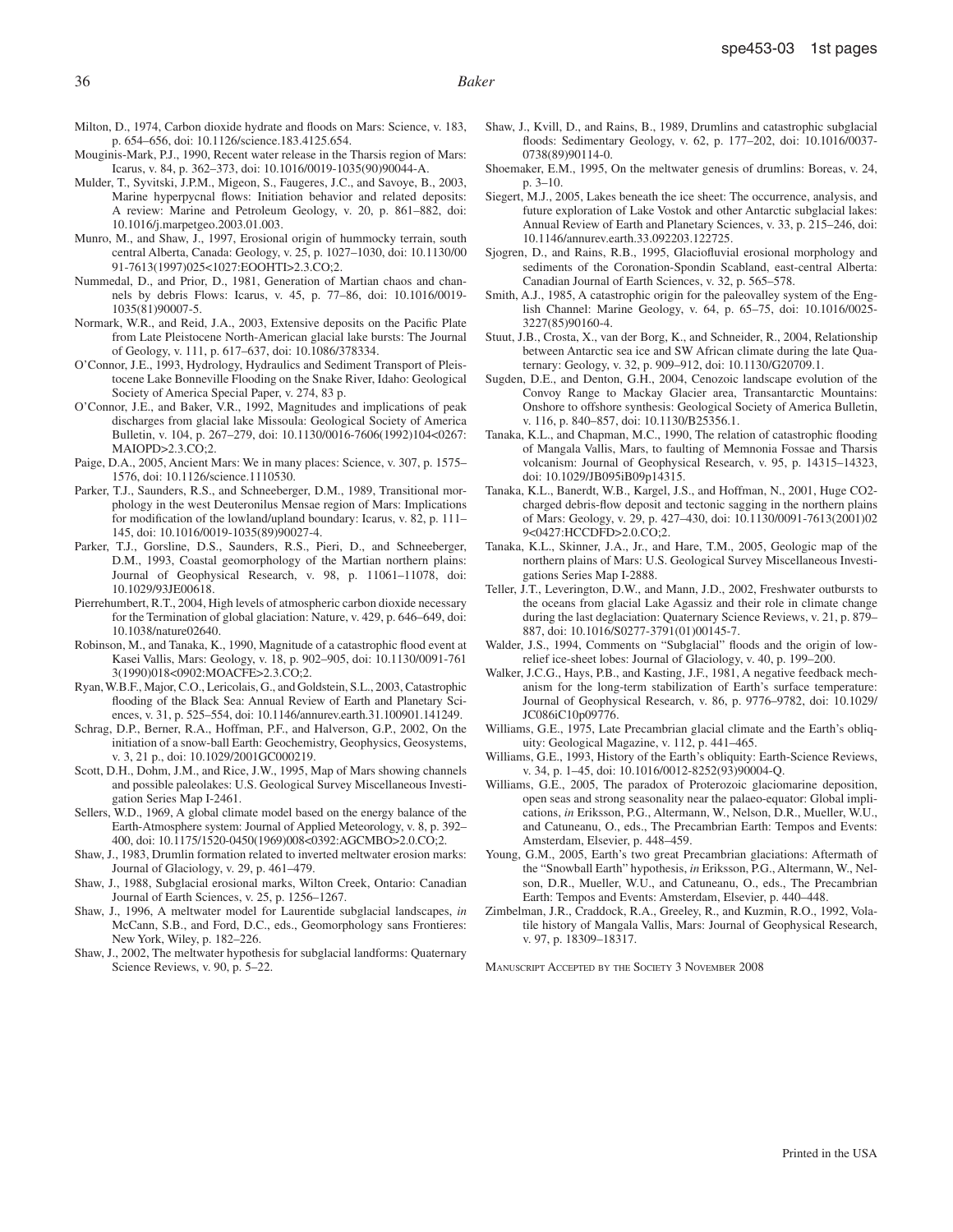Milton, D., 1974, Carbon dioxide hydrate and floods on Mars: Science, v. 183, p. 654–656, doi: 10.1126/science.183.4125.654.

Mouginis-Mark, P.J., 1990, Recent water release in the Tharsis region of Mars: Icarus, v. 84, p. 362–373, doi: 10.1016/0019-1035(90)90044-A.

Mulder, T., Syvitski, J.P.M., Migeon, S., Faugeres, J.C., and Savoye, B., 2003, Marine hyperpycnal flows: Initiation behavior and related deposits: A review: Marine and Petroleum Geology, v. 20, p. 861–882, doi: 10.1016/j.marpetgeo.2003.01.003.

Munro, M., and Shaw, J., 1997, Erosional origin of hummocky terrain, south central Alberta, Canada: Geology, v. 25, p. 1027–1030, doi: 10.1130/0091-7613(1997)025<1027:EOOHTI>2.3.CO;2.

Nummedal, D., and Prior, D., 1981, Generation of Martian chaos and channels by debris Flows: Icarus, v. 45, p. 77–86, doi: 10.1016/0019-1035(81)90007-5.

Normark, W.R., and Reid, J.A., 2003, Extensive deposits on the Pacific Plate from Late Pleistocene North-American glacial lake bursts: The Journal of Geology, v. 111, p. 617–637, doi: 10.1086/378334.

O'Connor, J.E., 1993, Hydrology, Hydraulics and Sediment Transport of Pleistocene Lake Bonneville Flooding on the Snake River, Idaho: Geological Society of America Special Paper, v. 274, 83 p.

O'Connor, J.E., and Baker, V.R., 1992, Magnitudes and implications of peak discharges from glacial lake Missoula: Geological Society of America Bulletin, v. 104, p. 267–279, doi: 10.1130/0016-7606(1992)104<0267:MAIOPD>2.3.CO;2.

Paige, D.A., 2005, Ancient Mars: We in many places: Science, v. 307, p. 1575–1576, doi: 10.1126/science.1110530.

Parker, T.J., Saunders, R.S., and Schneeberger, D.M., 1989, Transitional morphology in the west Deuteronilus Mensae region of Mars: Implications for modification of the lowland/upland boundary: Icarus, v. 82, p. 111–145, doi: 10.1016/0019-1035(89)90027-4.

Parker, T.J., Gorsline, D.S., Saunders, R.S., Pieri, D., and Schneeberger, D.M., 1993, Coastal geomorphology of the Martian northern plains: Journal of Geophysical Research, v. 98, p. 11061–11078, doi: 10.1029/93JE00618.

Pierrehumbert, R.T., 2004, High levels of atmospheric carbon dioxide necessary for the Termination of global glaciation: Nature, v. 429, p. 646–649, doi: 10.1038/nature02640.

Robinson, M., and Tanaka, K., 1990, Magnitude of a catastrophic flood event at Kasei Vallis, Mars: Geology, v. 18, p. 902–905, doi: 10.1130/0091-7613(1990)018<0902:MOACFE>2.3.CO;2.

Ryan, W.B.F., Major, C.O., Lericolais, G., and Goldstein, S.L., 2003, Catastrophic flooding of the Black Sea: Annual Review of Earth and Planetary Sciences, v. 31, p. 525–554, doi: 10.1146/annurev.earth.31.100901.141249.

Schrag, D.P., Berner, R.A., Hoffman, P.F., and Halverson, G.P., 2002, On the initiation of a snow-ball Earth: Geochemistry, Geophysics, Geosystems, v. 3, 21 p., doi: 10.1029/2001GC000219.

Scott, D.H., Dohm, J.M., and Rice, J.W., 1995, Map of Mars showing channels and possible paleolakes: U.S. Geological Survey Miscellaneous Investigation Series Map I-2461.

Sellers, W.D., 1969, A global climate model based on the energy balance of the Earth-Atmosphere system: Journal of Applied Meteorology, v. 8, p. 392–400, doi: 10.1175/1520-0450(1969)008<0392:AGCMBO>2.0.CO;2.

Shaw, J., 1983, Drumlin formation related to inverted meltwater erosion marks: Journal of Glaciology, v. 29, p. 461–479.

Shaw, J., 1988, Subglacial erosional marks, Wilton Creek, Ontario: Canadian Journal of Earth Sciences, v. 25, p. 1256–1267.

Shaw, J., 1996, A meltwater model for Laurentide subglacial landscapes, *in* McCann, S.B., and Ford, D.C., eds., Geomorphology sans Frontieres: New York, Wiley, p. 182–226.

Shaw, J., 2002, The meltwater hypothesis for subglacial landforms: Quaternary Science Reviews, v. 90, p. 5–22.

Shaw, J., Kvill, D., and Rains, B., 1989, Drumlins and catastrophic subglacial floods: Sedimentary Geology, v. 62, p. 177–202, doi: 10.1016/0037-0738(89)90114-0.

Shoemaker, E.M., 1995, On the meltwater genesis of drumlins: Boreas, v. 24, p. 3–10.

Siegert, M.J., 2005, Lakes beneath the ice sheet: The occurrence, analysis, and future exploration of Lake Vostok and other Antarctic subglacial lakes: Annual Review of Earth and Planetary Sciences, v. 33, p. 215–246, doi: 10.1146/annurev.earth.33.092203.122725.

Sjogren, D., and Rains, R.B., 1995, Glaciofluvial erosional morphology and sediments of the Coronation-Spondin Scabland, east-central Alberta: Canadian Journal of Earth Sciences, v. 32, p. 565–578.

Smith, A.J., 1985, A catastrophic origin for the paleovalley system of the English Channel: Marine Geology, v. 64, p. 65–75, doi: 10.1016/0025-3227(85)90160-4.

Stuut, J.B., Crosta, X., van der Borg, K., and Schneider, R., 2004, Relationship between Antarctic sea ice and SW African climate during the late Quaternary: Geology, v. 32, p. 909–912, doi: 10.1130/G20709.1.

Sugden, D.E., and Denton, G.H., 2004, Cenozoic landscape evolution of the Convoy Range to Mackay Glacier area, Transantarctic Mountains: Onshore to offshore synthesis: Geological Society of America Bulletin, v. 116, p. 840–857, doi: 10.1130/B25356.1.

Tanaka, K.L., and Chapman, M.C., 1990, The relation of catastrophic flooding of Mangala Vallis, Mars, to faulting of Memnonia Fossae and Tharsis volcanism: Journal of Geophysical Research, v. 95, p. 14315–14323, doi: 10.1029/JB095iB09p14315.

Tanaka, K.L., Banerdt, W.B., Kargel, J.S., and Hoffman, N., 2001, Huge CO2-charged debris-flow deposit and tectonic sagging in the northern plains of Mars: Geology, v. 29, p. 427–430, doi: 10.1130/0091-7613(2001)029<0427:HCCDFD>2.0.CO;2.

Tanaka, K.L., Skinner, J.A., Jr., and Hare, T.M., 2005, Geologic map of the northern plains of Mars: U.S. Geological Survey Miscellaneous Investigations Series Map I-2888.

Teller, J.T., Leverington, D.W., and Mann, J.D., 2002, Freshwater outbursts to the oceans from glacial Lake Agassiz and their role in climate change during the last deglaciation: Quaternary Science Reviews, v. 21, p. 879–887, doi: 10.1016/S0277-3791(01)00145-7.

Walder, J.S., 1994, Comments on "Subglacial" floods and the origin of low-relief ice-sheet lobes: Journal of Glaciology, v. 40, p. 199–200.

Walker, J.C.G., Hays, P.B., and Kasting, J.F., 1981, A negative feedback mechanism for the long-term stabilization of Earth's surface temperature: Journal of Geophysical Research, v. 86, p. 9776–9782, doi: 10.1029/JC086iC10p09776.

Williams, G.E., 1975, Late Precambrian glacial climate and the Earth's obliquity: Geological Magazine, v. 112, p. 441–465.

Williams, G.E., 1993, History of the Earth's obliquity: Earth-Science Reviews, v. 34, p. 1–45, doi: 10.1016/0012-8252(93)90004-Q.

Williams, G.E., 2005, The paradox of Proterozoic glaciomarine deposition, open seas and strong seasonality near the palaeo-equator: Global implications, *in* Eriksson, P.G., Altermann, W., Nelson, D.R., Mueller, W.U., and Catuneanu, O., eds., The Precambrian Earth: Tempos and Events: Amsterdam, Elsevier, p. 448–459.

Young, G.M., 2005, Earth's two great Precambrian glaciations: Aftermath of the "Snowball Earth" hypothesis, *in* Eriksson, P.G., Altermann, W., Nelson, D.R., Mueller, W.U., and Catuneanu, O., eds., The Precambrian Earth: Tempos and Events: Amsterdam, Elsevier, p. 440–448.

Zimbelman, J.R., Craddock, R.A., Greeley, R., and Kuzmin, R.O., 1992, Volatile history of Mangala Vallis, Mars: Journal of Geophysical Research, v. 97, p. 18309–18317.

Manuscript Accepted by the Society 3 November 2008